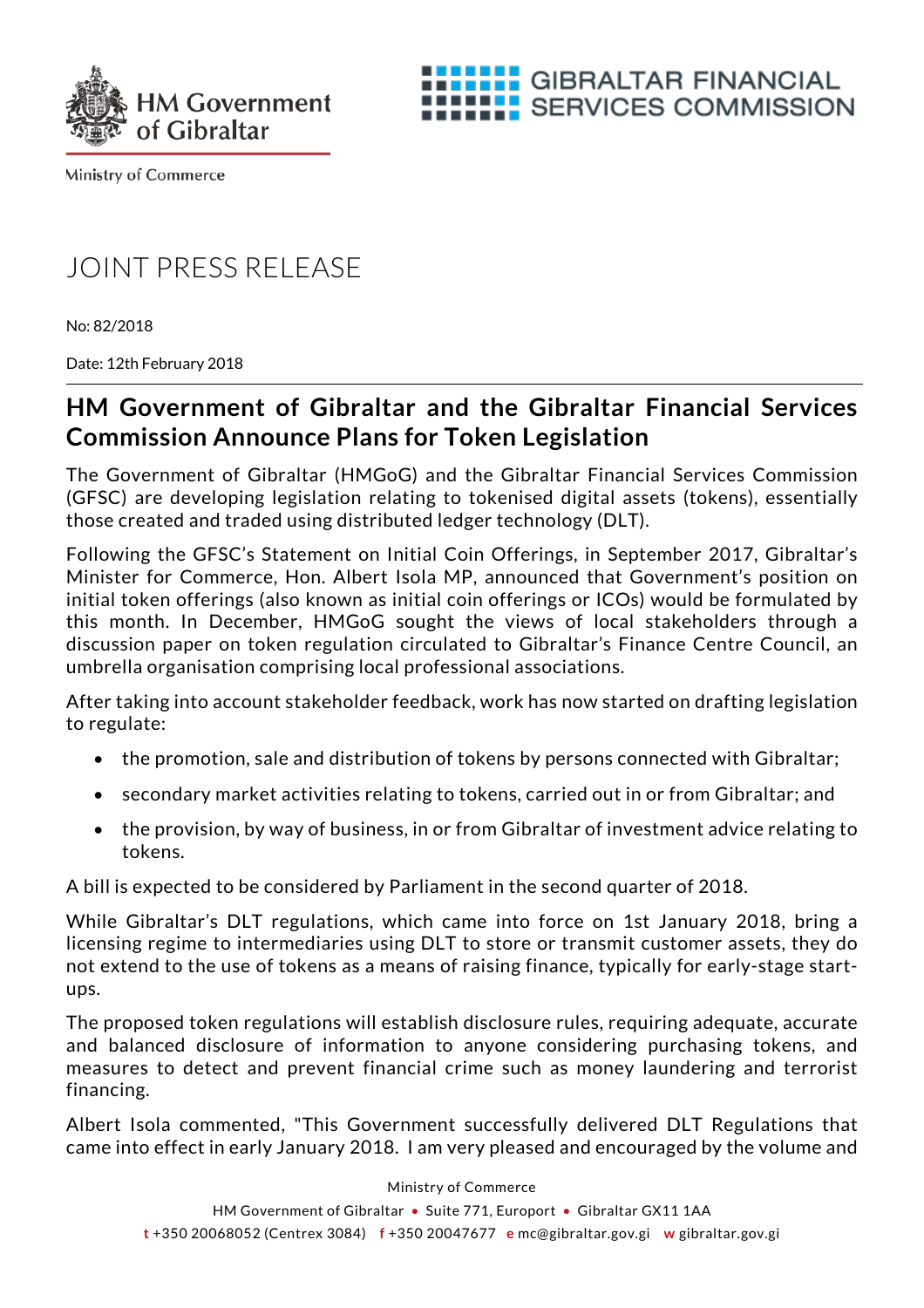HM Government of Gibraltar

Ministry of Commerce

GIBRALTAR FINANCIAL SERVICES COMMISSION

# JOINT PRESS RELEASE

No: 82/2018

Date: 12th February 2018

## HM Government of Gibraltar and the Gibraltar Financial Services Commission Announce Plans for Token Legislation

The Government of Gibraltar (HMGoG) and the Gibraltar Financial Services Commission (GFSC) are developing legislation relating to tokenised digital assets (tokens), essentially those created and traded using distributed ledger technology (DLT).

Following the GFSC's Statement on Initial Coin Offerings, in September 2017, Gibraltar's Minister for Commerce, Hon. Albert Isola MP, announced that Government's position on initial token offerings (also known as initial coin offerings or ICOs) would be formulated by this month. In December, HMGoG sought the views of local stakeholders through a discussion paper on token regulation circulated to Gibraltar's Finance Centre Council, an umbrella organisation comprising local professional associations.

After taking into account stakeholder feedback, work has now started on drafting legislation to regulate:

- the promotion, sale and distribution of tokens by persons connected with Gibraltar;
- secondary market activities relating to tokens, carried out in or from Gibraltar; and
- the provision, by way of business, in or from Gibraltar of investment advice relating to tokens.

A bill is expected to be considered by Parliament in the second quarter of 2018.

While Gibraltar's DLT regulations, which came into force on 1st January 2018, bring a licensing regime to intermediaries using DLT to store or transmit customer assets, they do not extend to the use of tokens as a means of raising finance, typically for early-stage start-ups.

The proposed token regulations will establish disclosure rules, requiring adequate, accurate and balanced disclosure of information to anyone considering purchasing tokens, and measures to detect and prevent financial crime such as money laundering and terrorist financing.

Albert Isola commented, "This Government successfully delivered DLT Regulations that came into effect in early January 2018. I am very pleased and encouraged by the volume and

Ministry of Commerce
HM Government of Gibraltar • Suite 771, Europort • Gibraltar GX11 1AA
t +350 20068052 (Centrex 3084) f +350 20047677 e mc@gibraltar.gov.gi w gibraltar.gov.gi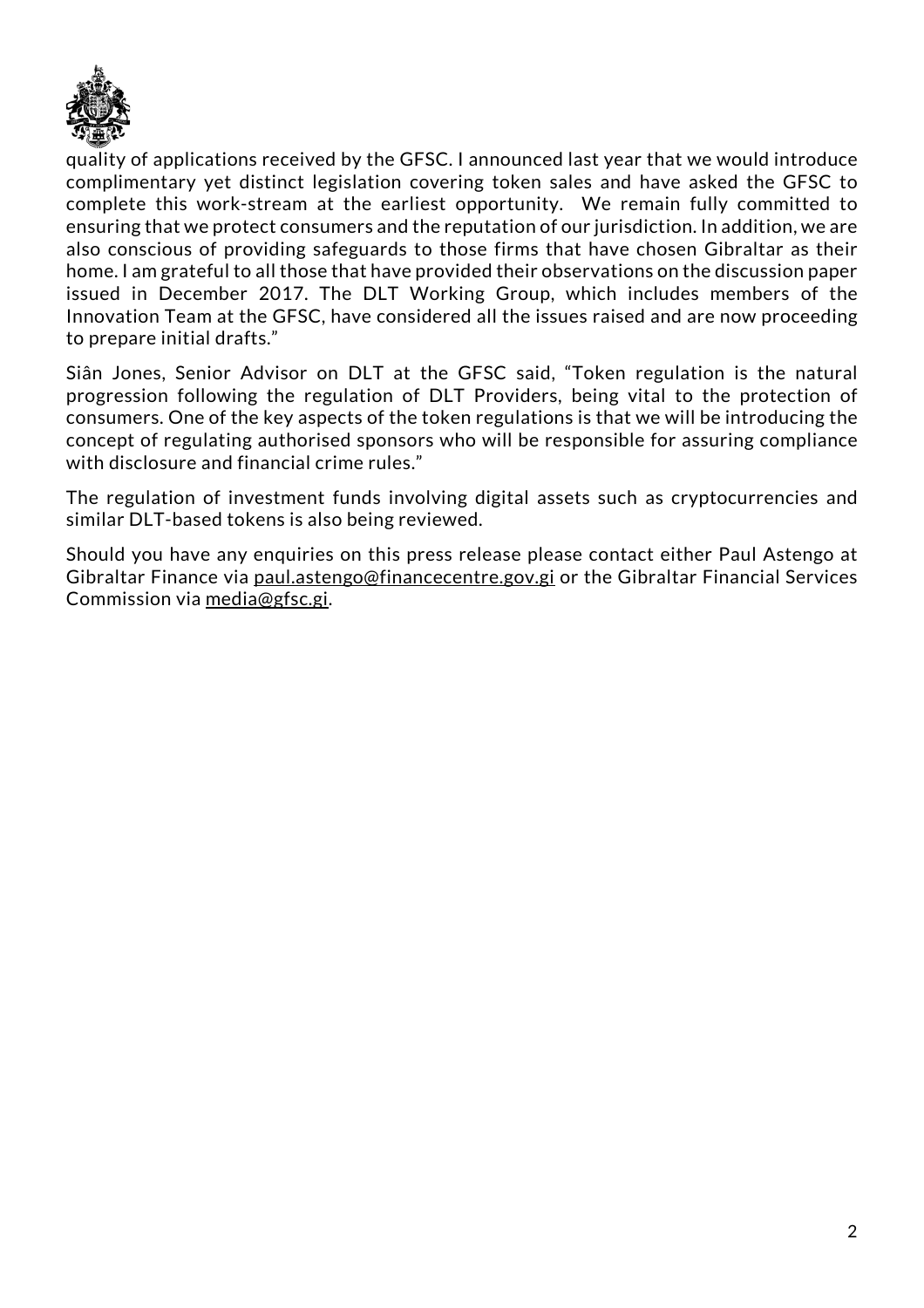quality of applications received by the GFSC. I announced last year that we would introduce complimentary yet distinct legislation covering token sales and have asked the GFSC to complete this work-stream at the earliest opportunity. We remain fully committed to ensuring that we protect consumers and the reputation of our jurisdiction. In addition, we are also conscious of providing safeguards to those firms that have chosen Gibraltar as their home. I am grateful to all those that have provided their observations on the discussion paper issued in December 2017. The DLT Working Group, which includes members of the Innovation Team at the GFSC, have considered all the issues raised and are now proceeding to prepare initial drafts."

Siân Jones, Senior Advisor on DLT at the GFSC said, "Token regulation is the natural progression following the regulation of DLT Providers, being vital to the protection of consumers. One of the key aspects of the token regulations is that we will be introducing the concept of regulating authorised sponsors who will be responsible for assuring compliance with disclosure and financial crime rules."

The regulation of investment funds involving digital assets such as cryptocurrencies and similar DLT-based tokens is also being reviewed.

Should you have any enquiries on this press release please contact either Paul Astengo at Gibraltar Finance via paul.astengo@financecentre.gov.gi or the Gibraltar Financial Services Commission via media@gfsc.gi.